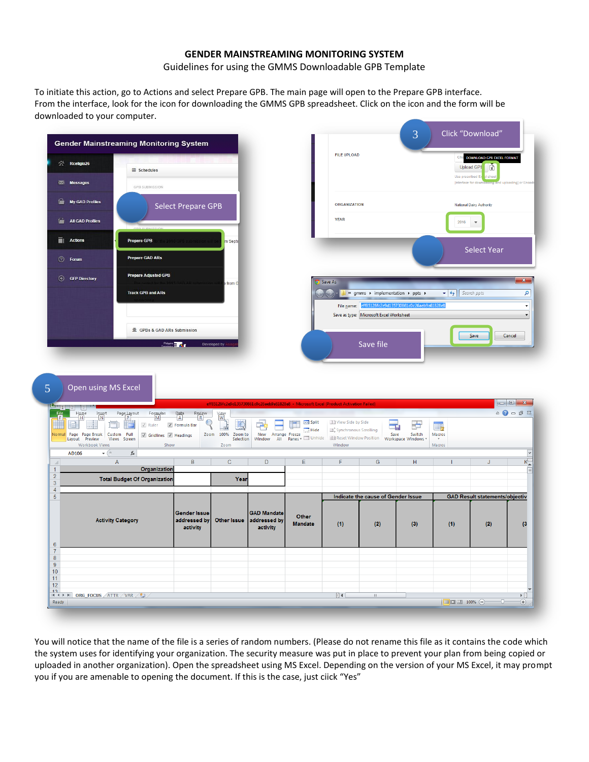**GENDER MAINSTREAMING MONITORING SYSTEM**

Guidelines for using the GMMS Downloadable GPB Template

To initiate this action, go to Actions and select Prepare GPB. The main page will open to the Prepare GPB interface. From the interface, look for the icon for downloading the GMMS GPB spreadsheet. Click on the icon and the form will be downloaded to your computer.

3 Click "Download"

Select Prepare GPB

Select Year

Save file

5 Open using MS Excel

You will notice that the name of the file is a series of random numbers. (Please do not rename this file as it contains the code which the system uses for identifying your organization. The security measure was put in place to prevent your plan from being copied or uploaded in another organization). Open the spreadsheet using MS Excel. Depending on the version of your MS Excel, it may prompt you if you are amenable to opening the document. If this is the case, just ciick "Yes"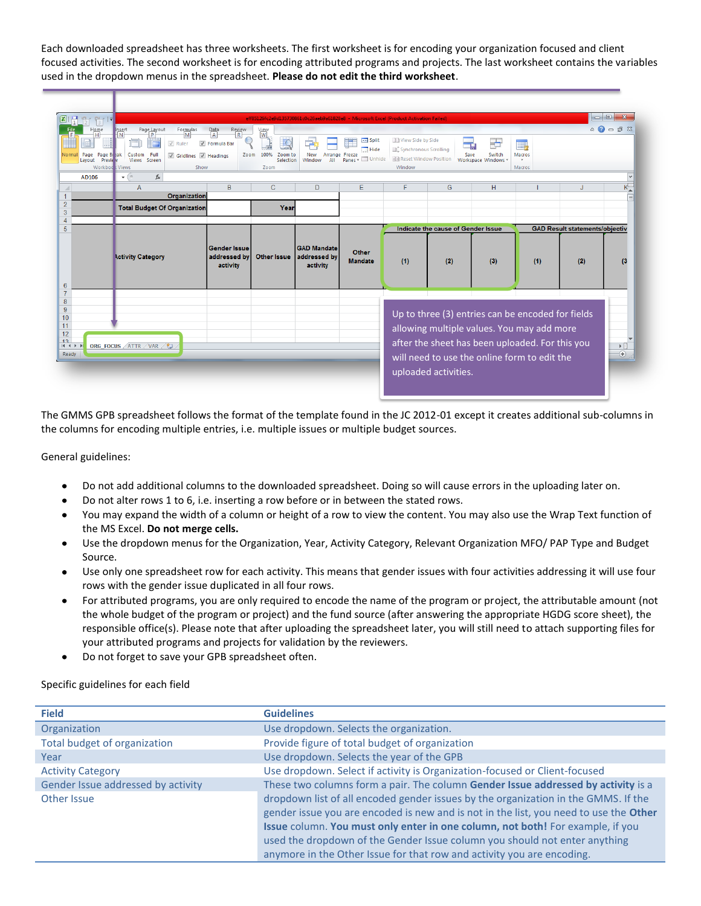Each downloaded spreadsheet has three worksheets. The first worksheet is for encoding your organization focused and client focused activities. The second worksheet is for encoding attributed programs and projects. The last worksheet contains the variables used in the dropdown menus in the spreadsheet. **Please do not edit the third worksheet**.

Up to three (3) entries can be encoded for fields allowing multiple values. You may add more after the sheet has been uploaded. For this you will need to use the online form to edit the uploaded activities.

The GMMS GPB spreadsheet follows the format of the template found in the JC 2012-01 except it creates additional sub-columns in the columns for encoding multiple entries, i.e. multiple issues or multiple budget sources.

General guidelines:

- Do not add additional columns to the downloaded spreadsheet. Doing so will cause errors in the uploading later on.
- Do not alter rows 1 to 6, i.e. inserting a row before or in between the stated rows.
- You may expand the width of a column or height of a row to view the content. You may also use the Wrap Text function of the MS Excel. **Do not merge cells.**
- Use the dropdown menus for the Organization, Year, Activity Category, Relevant Organization MFO/ PAP Type and Budget Source.
- Use only one spreadsheet row for each activity. This means that gender issues with four activities addressing it will use four rows with the gender issue duplicated in all four rows.
- For attributed programs, you are only required to encode the name of the program or project, the attributable amount (not the whole budget of the program or project) and the fund source (after answering the appropriate HGDG score sheet), the responsible office(s). Please note that after uploading the spreadsheet later, you will still need to attach supporting files for your attributed programs and projects for validation by the reviewers.
- Do not forget to save your GPB spreadsheet often.

Specific guidelines for each field

| Field | Guidelines |
|---|---|
| Organization | Use dropdown. Selects the organization. |
| Total budget of organization | Provide figure of total budget of organization |
| Year | Use dropdown. Selects the year of the GPB |
| Activity Category | Use dropdown. Select if activity is Organization-focused or Client-focused |
| Gender Issue addressed by activity<br>Other Issue | These two columns form a pair. The column **Gender Issue addressed by activity** is a dropdown list of all encoded gender issues by the organization in the GMMS. If the gender issue you are encoded is new and is not in the list, you need to use the **Other Issue** column. **You must only enter in one column, not both!** For example, if you used the dropdown of the Gender Issue column you should not enter anything anymore in the Other Issue for that row and activity you are encoding. |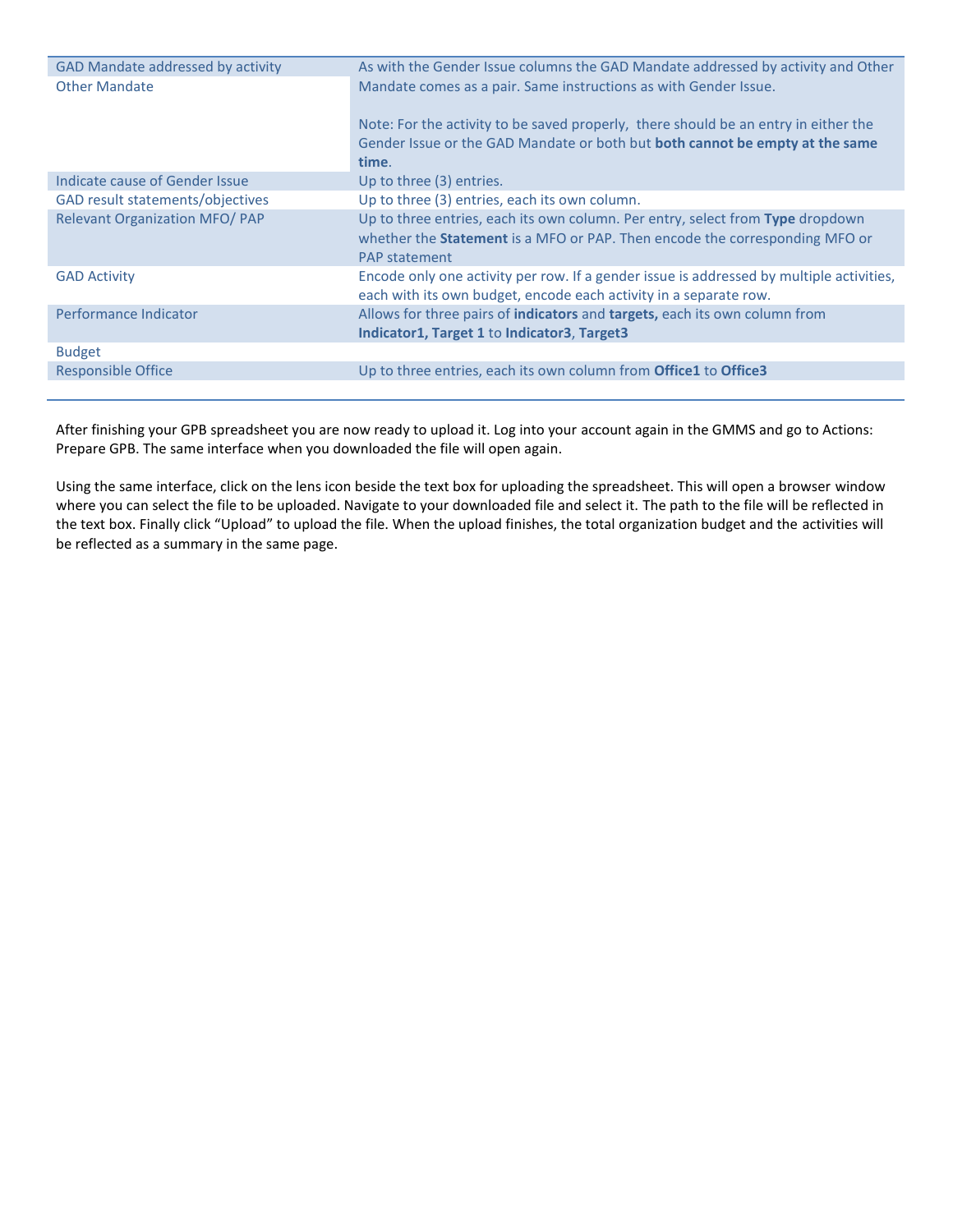| | |
|---|---|
| GAD Mandate addressed by activity<br>Other Mandate | As with the Gender Issue columns the GAD Mandate addressed by activity and Other Mandate comes as a pair. Same instructions as with Gender Issue.<br><br>Note: For the activity to be saved properly, there should be an entry in either the Gender Issue or the GAD Mandate or both but **both cannot be empty at the same time**. |
| Indicate cause of Gender Issue | Up to three (3) entries. |
| GAD result statements/objectives | Up to three (3) entries, each its own column. |
| Relevant Organization MFO/ PAP | Up to three entries, each its own column. Per entry, select from **Type** dropdown whether the **Statement** is a MFO or PAP. Then encode the corresponding MFO or PAP statement |
| GAD Activity | Encode only one activity per row. If a gender issue is addressed by multiple activities, each with its own budget, encode each activity in a separate row. |
| Performance Indicator | Allows for three pairs of **indicators** and **targets,** each its own column from **Indicator1, Target 1** to **Indicator3**, **Target3** |
| Budget | |
| Responsible Office | Up to three entries, each its own column from **Office1** to **Office3** |

After finishing your GPB spreadsheet you are now ready to upload it. Log into your account again in the GMMS and go to Actions: Prepare GPB. The same interface when you downloaded the file will open again.

Using the same interface, click on the lens icon beside the text box for uploading the spreadsheet. This will open a browser window where you can select the file to be uploaded. Navigate to your downloaded file and select it. The path to the file will be reflected in the text box. Finally click "Upload" to upload the file. When the upload finishes, the total organization budget and the activities will be reflected as a summary in the same page.